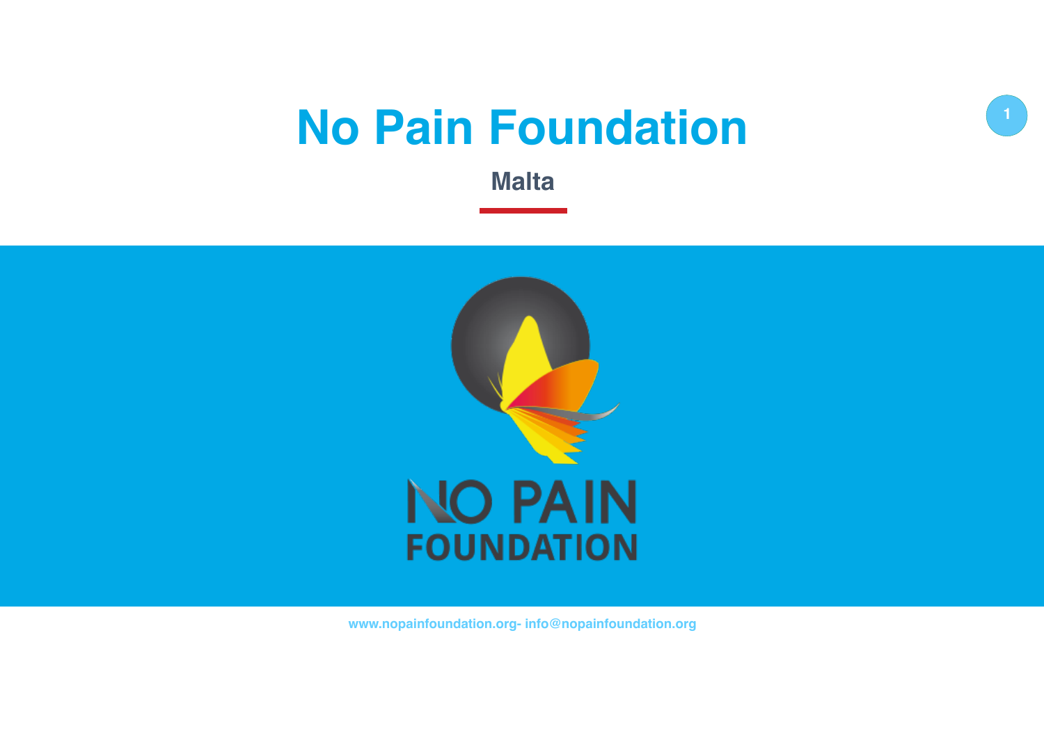# No Pain Foundation

## Malta

www.nopainfoundation.org- info@nopainfoundation.org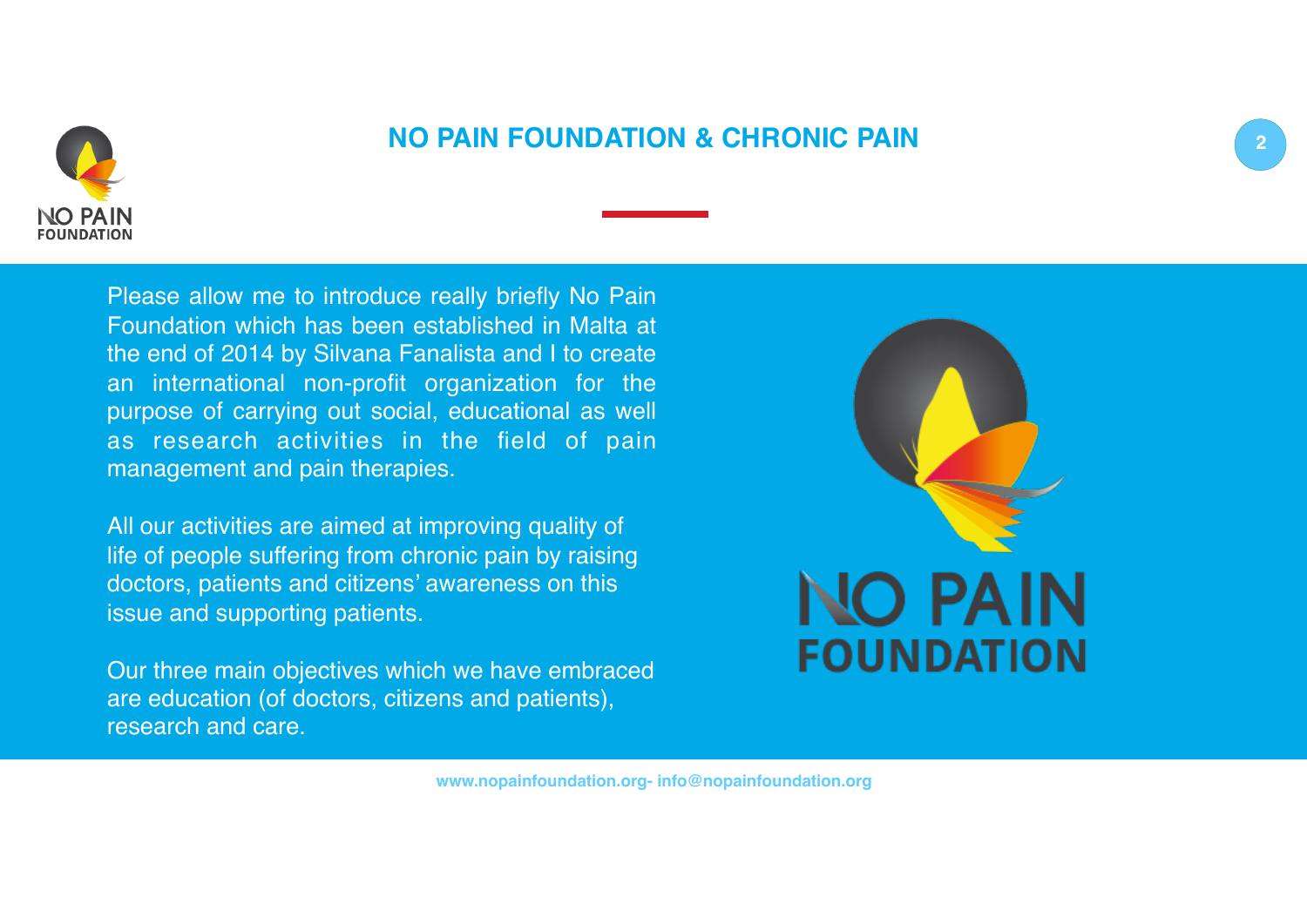# NO PAIN FOUNDATION & CHRONIC PAIN

Please allow me to introduce really briefly No Pain Foundation which has been established in Malta at the end of 2014 by Silvana Fanalista and I to create an international non-profit organization for the purpose of carrying out social, educational as well as research activities in the field of pain management and pain therapies.

All our activities are aimed at improving quality of life of people suffering from chronic pain by raising doctors, patients and citizens' awareness on this issue and supporting patients.

Our three main objectives which we have embraced are education (of doctors, citizens and patients), research and care.

NO PAIN FOUNDATION

www.nopainfoundation.org- info@nopainfoundation.org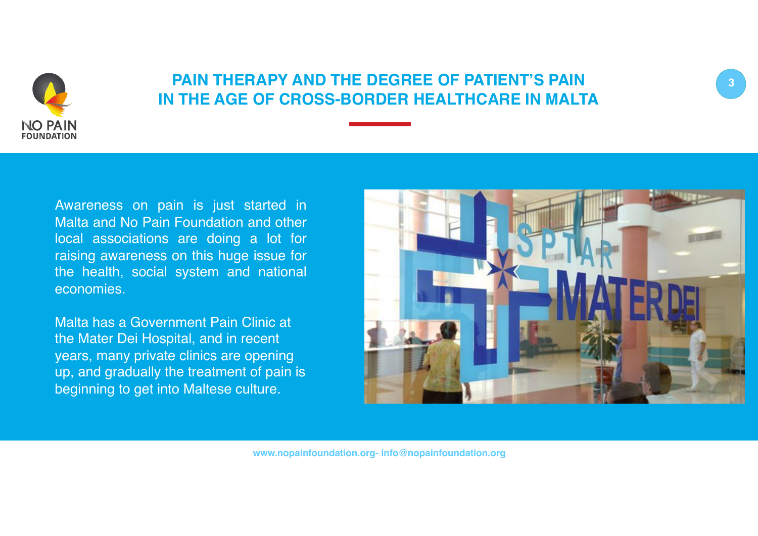## PAIN THERAPY AND THE DEGREE OF PATIENT'S PAIN IN THE AGE OF CROSS-BORDER HEALTHCARE IN MALTA

Awareness on pain is just started in Malta and No Pain Foundation and other local associations are doing a lot for raising awareness on this huge issue for the health, social system and national economies.

Malta has a Government Pain Clinic at the Mater Dei Hospital, and in recent years, many private clinics are opening up, and gradually the treatment of pain is beginning to get into Maltese culture.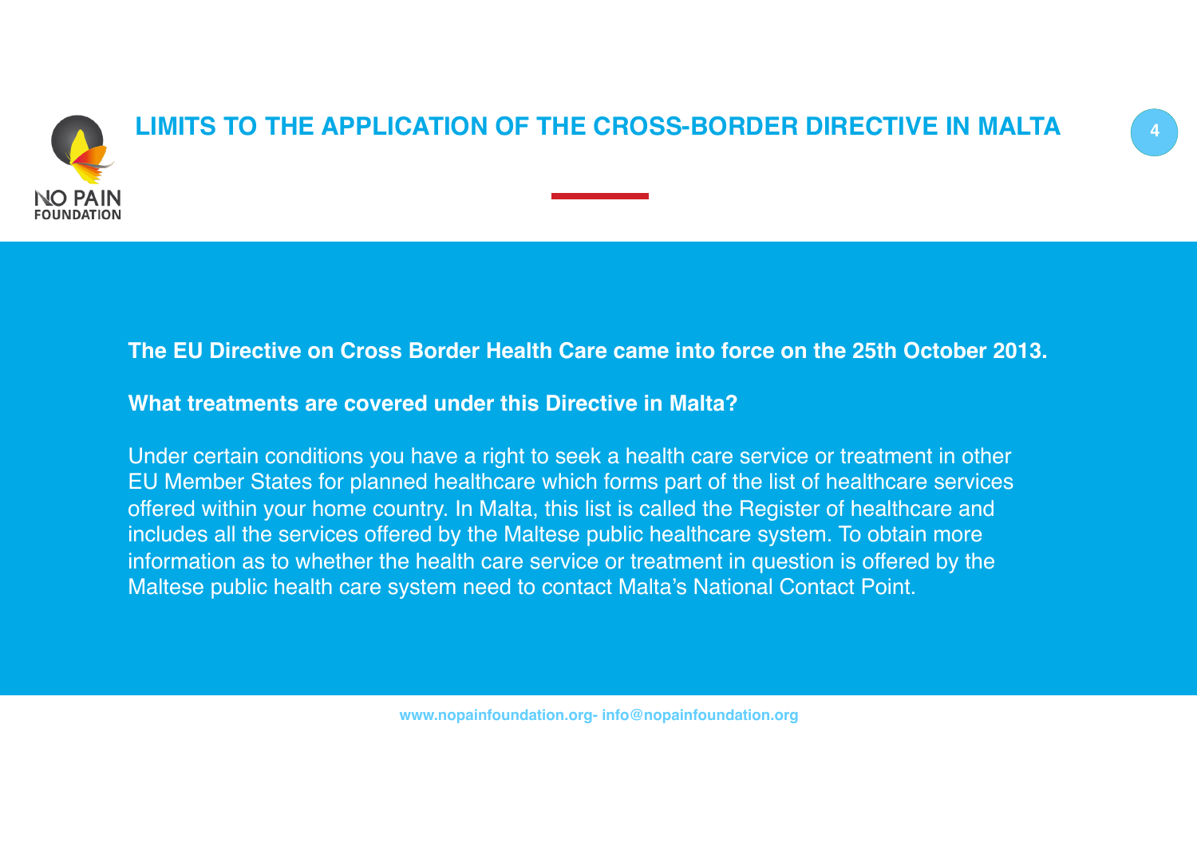# LIMITS TO THE APPLICATION OF THE CROSS-BORDER DIRECTIVE IN MALTA

**The EU Directive on Cross Border Health Care came into force on the 25th October 2013.**

**What treatments are covered under this Directive in Malta?**

Under certain conditions you have a right to seek a health care service or treatment in other EU Member States for planned healthcare which forms part of the list of healthcare services offered within your home country. In Malta, this list is called the Register of healthcare and includes all the services offered by the Maltese public healthcare system. To obtain more information as to whether the health care service or treatment in question is offered by the Maltese public health care system need to contact Malta's National Contact Point.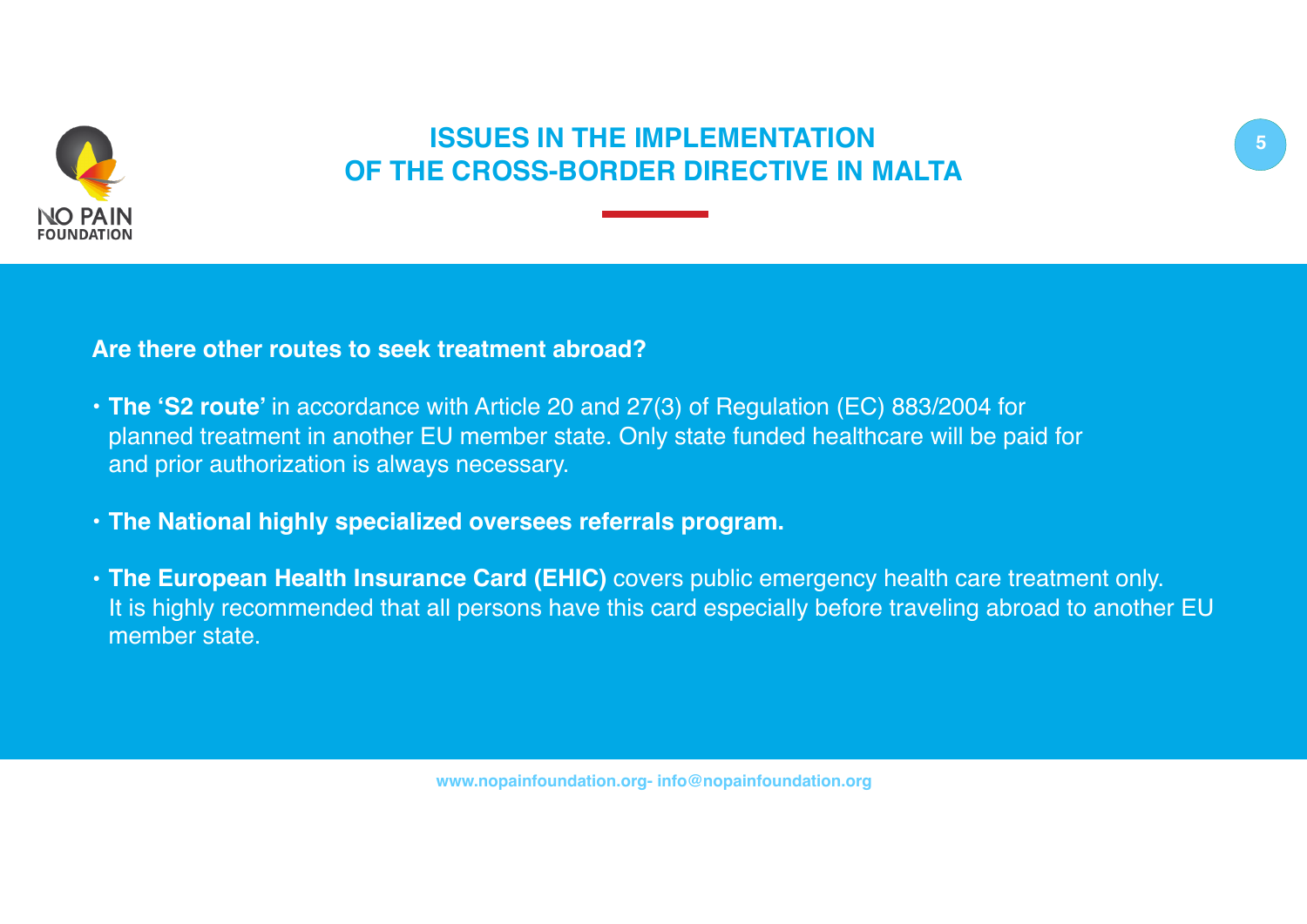# ISSUES IN THE IMPLEMENTATION OF THE CROSS-BORDER DIRECTIVE IN MALTA

**Are there other routes to seek treatment abroad?**

- **The 'S2 route'** in accordance with Article 20 and 27(3) of Regulation (EC) 883/2004 for planned treatment in another EU member state. Only state funded healthcare will be paid for and prior authorization is always necessary.
- **The National highly specialized oversees referrals program.**
- **The European Health Insurance Card (EHIC)** covers public emergency health care treatment only. It is highly recommended that all persons have this card especially before traveling abroad to another EU member state.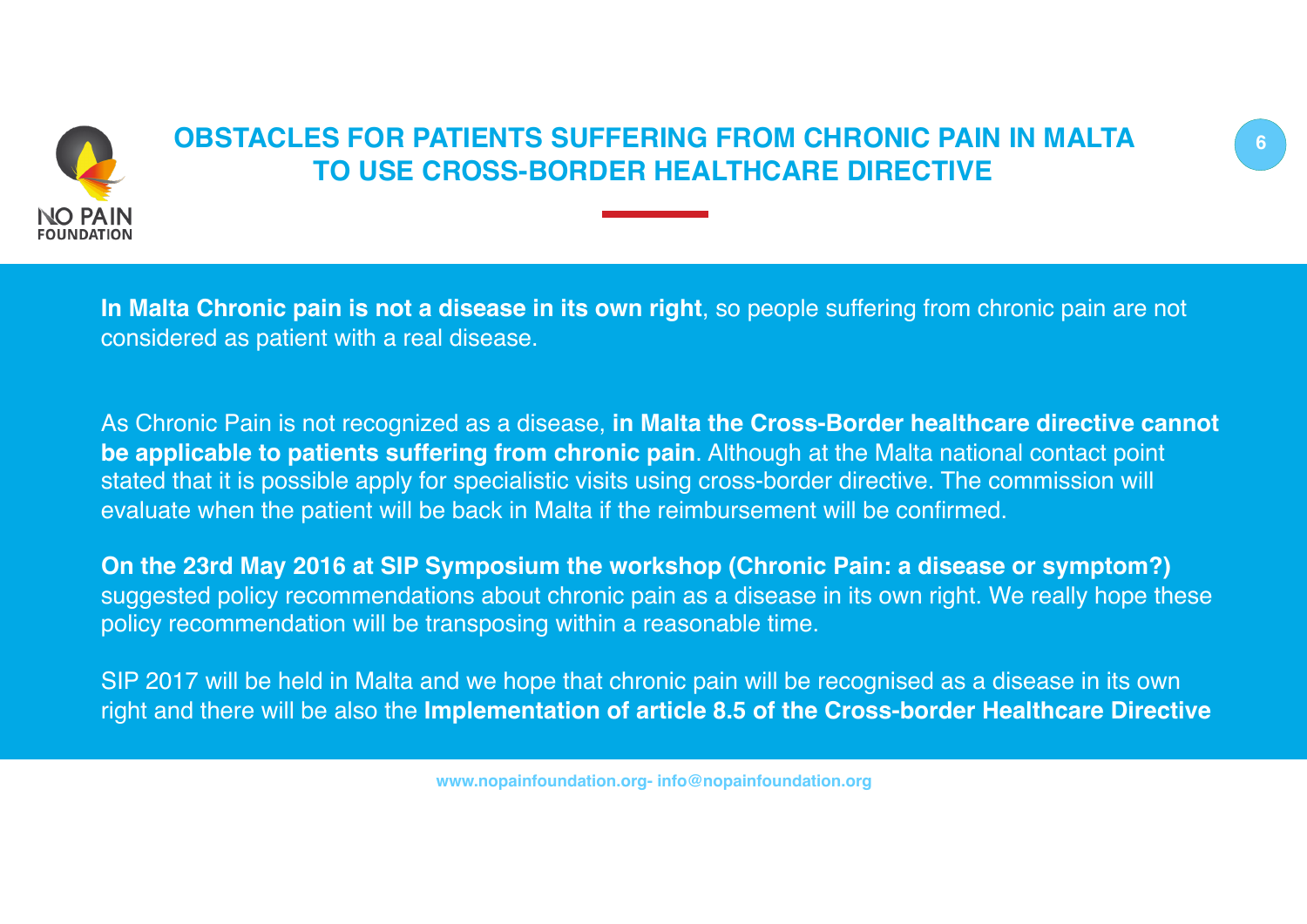# OBSTACLES FOR PATIENTS SUFFERING FROM CHRONIC PAIN IN MALTA TO USE CROSS-BORDER HEALTHCARE DIRECTIVE

**In Malta Chronic pain is not a disease in its own right**, so people suffering from chronic pain are not considered as patient with a real disease.

As Chronic Pain is not recognized as a disease, **in Malta the Cross-Border healthcare directive cannot be applicable to patients suffering from chronic pain**. Although at the Malta national contact point stated that it is possible apply for specialistic visits using cross-border directive. The commission will evaluate when the patient will be back in Malta if the reimbursement will be confirmed.

**On the 23rd May 2016 at SIP Symposium the workshop (Chronic Pain: a disease or symptom?)** suggested policy recommendations about chronic pain as a disease in its own right. We really hope these policy recommendation will be transposing within a reasonable time.

SIP 2017 will be held in Malta and we hope that chronic pain will be recognised as a disease in its own right and there will be also the **Implementation of article 8.5 of the Cross-border Healthcare Directive**

www.nopainfoundation.org- info@nopainfoundation.org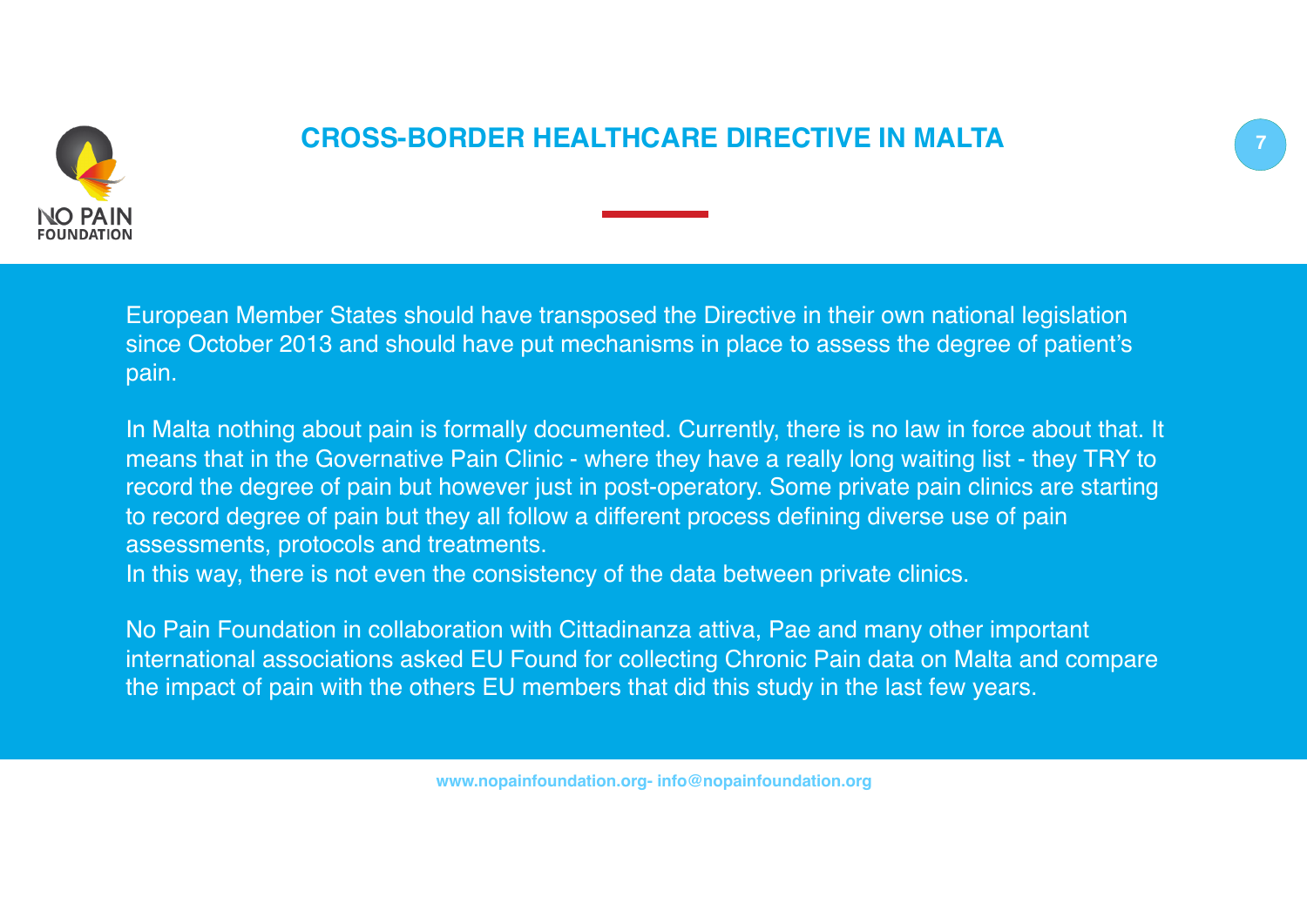# CROSS-BORDER HEALTHCARE DIRECTIVE IN MALTA

European Member States should have transposed the Directive in their own national legislation since October 2013 and should have put mechanisms in place to assess the degree of patient's pain.

In Malta nothing about pain is formally documented. Currently, there is no law in force about that. It means that in the Governative Pain Clinic - where they have a really long waiting list - they TRY to record the degree of pain but however just in post-operatory. Some private pain clinics are starting to record degree of pain but they all follow a different process defining diverse use of pain assessments, protocols and treatments.
In this way, there is not even the consistency of the data between private clinics.

No Pain Foundation in collaboration with Cittadinanza attiva, Pae and many other important international associations asked EU Found for collecting Chronic Pain data on Malta and compare the impact of pain with the others EU members that did this study in the last few years.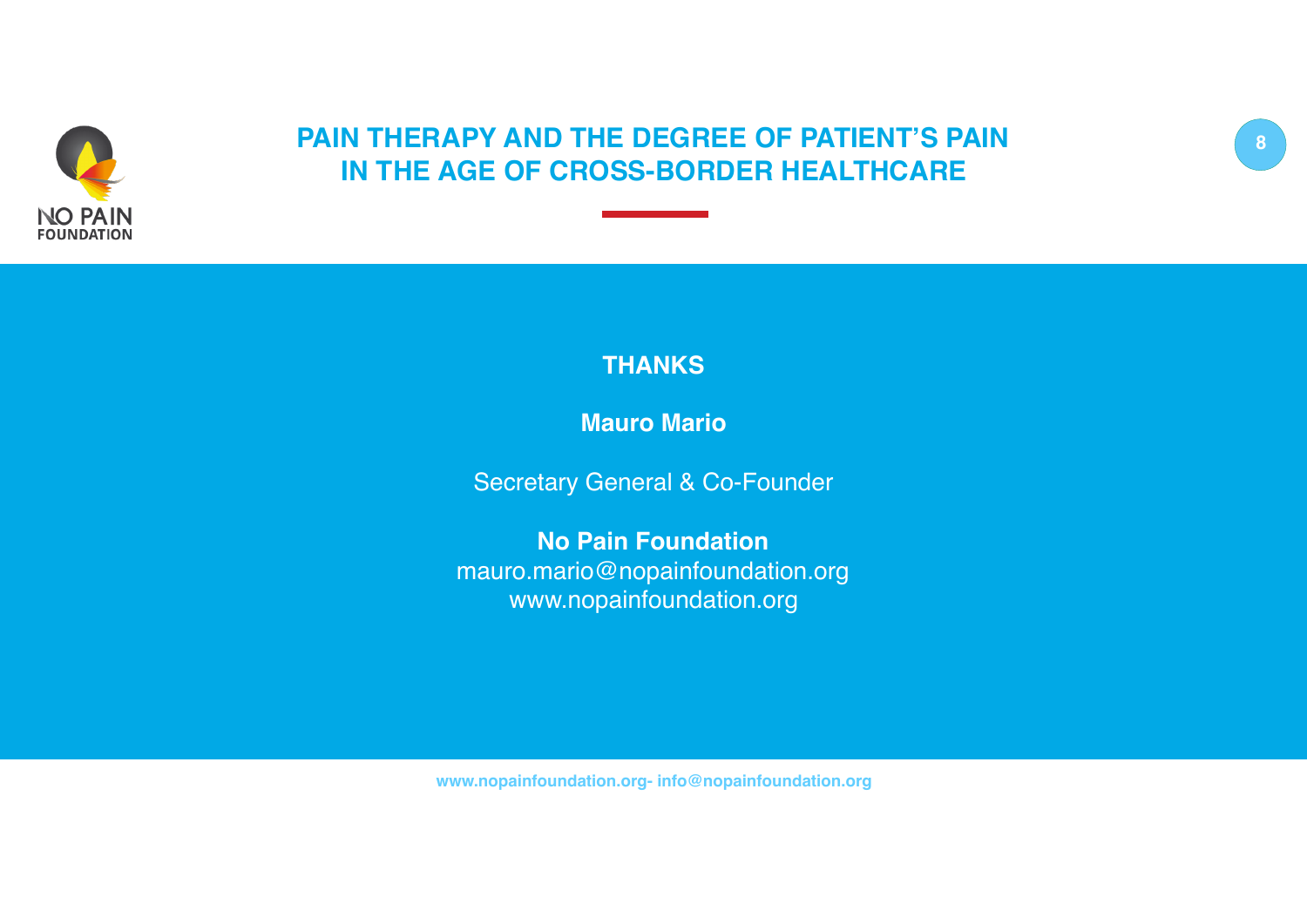**THANKS**

**Mauro Mario**

Secretary General & Co-Founder

**No Pain Foundation**
mauro.mario@nopainfoundation.org
www.nopainfoundation.org